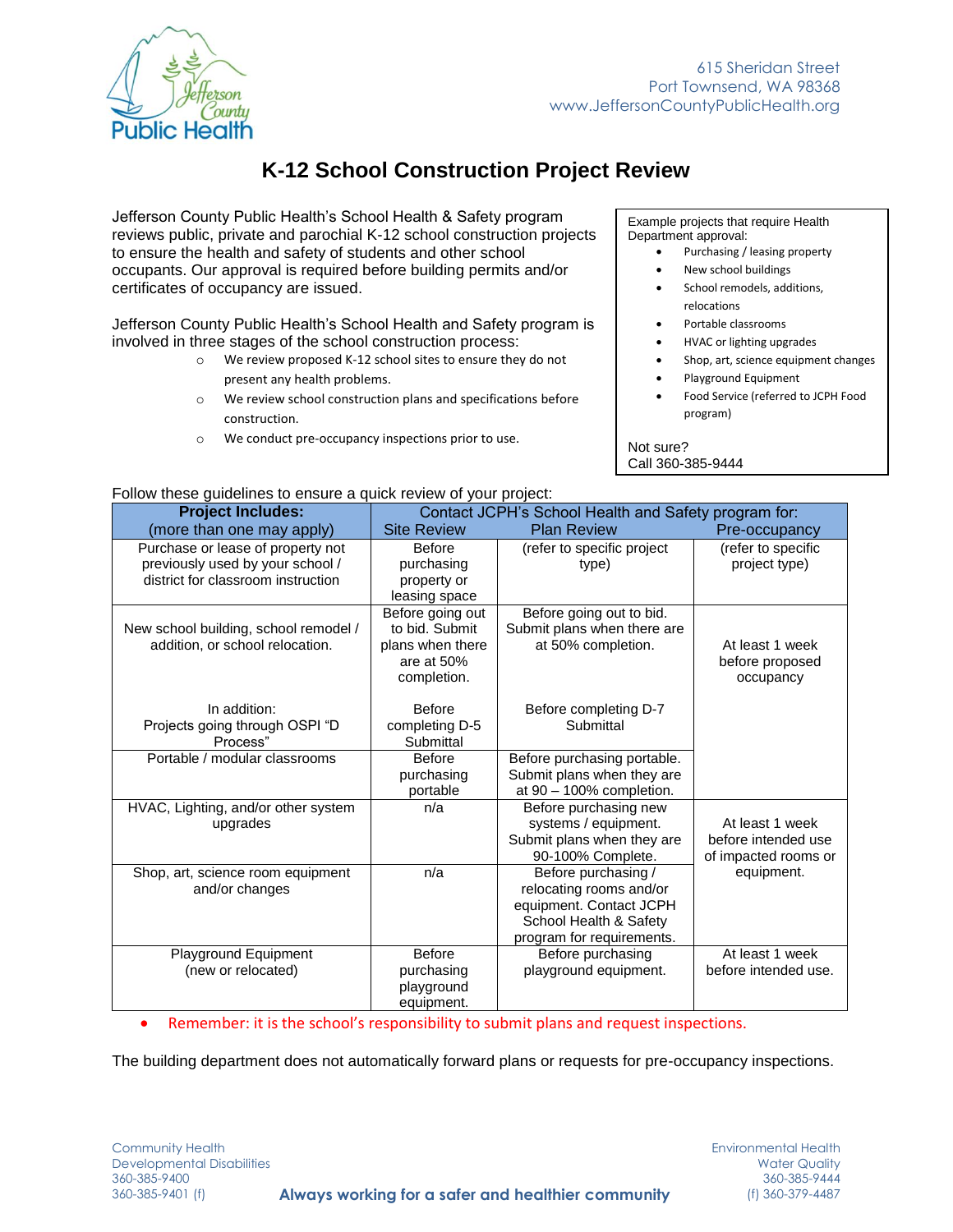615 Sheridan Street
Port Townsend, WA 98368
www.JeffersonCountyPublicHealth.org

# K-12 School Construction Project Review

Jefferson County Public Health's School Health & Safety program reviews public, private and parochial K-12 school construction projects to ensure the health and safety of students and other school occupants. Our approval is required before building permits and/or certificates of occupancy are issued.

Jefferson County Public Health's School Health and Safety program is involved in three stages of the school construction process:

- We review proposed K-12 school sites to ensure they do not present any health problems.
- We review school construction plans and specifications before construction.
- We conduct pre-occupancy inspections prior to use.

Example projects that require Health Department approval:

- Purchasing / leasing property
- New school buildings
- School remodels, additions, relocations
- Portable classrooms
- HVAC or lighting upgrades
- Shop, art, science equipment changes
- Playground Equipment
- Food Service (referred to JCPH Food program)

Not sure?
Call 360-385-9444

Follow these guidelines to ensure a quick review of your project:

| **Project Includes:** (more than one may apply) | Contact JCPH's School Health and Safety program for: Site Review | Plan Review | Pre-occupancy |
|---|---|---|---|
| Purchase or lease of property not previously used by your school / district for classroom instruction | Before purchasing property or leasing space | (refer to specific project type) | (refer to specific project type) |
| New school building, school remodel / addition, or school relocation. | Before going out to bid. Submit plans when there are at 50% completion. | Before going out to bid. Submit plans when there are at 50% completion. | At least 1 week before proposed occupancy |
| In addition: Projects going through OSPI "D Process" | Before completing D-5 Submittal | Before completing D-7 Submittal | |
| Portable / modular classrooms | Before purchasing portable | Before purchasing portable. Submit plans when they are at 90 – 100% completion. | |
| HVAC, Lighting, and/or other system upgrades | n/a | Before purchasing new systems / equipment. Submit plans when they are 90-100% Complete. | At least 1 week before intended use of impacted rooms or equipment. |
| Shop, art, science room equipment and/or changes | n/a | Before purchasing / relocating rooms and/or equipment. Contact JCPH School Health & Safety program for requirements. | |
| Playground Equipment (new or relocated) | Before purchasing playground equipment. | Before purchasing playground equipment. | At least 1 week before intended use. |

- Remember: it is the school's responsibility to submit plans and request inspections.

The building department does not automatically forward plans or requests for pre-occupancy inspections.

Community Health
Developmental Disabilities
360-385-9400
360-385-9401 (f)

**Always working for a safer and healthier community**

Environmental Health
Water Quality
360-385-9444
(f) 360-379-4487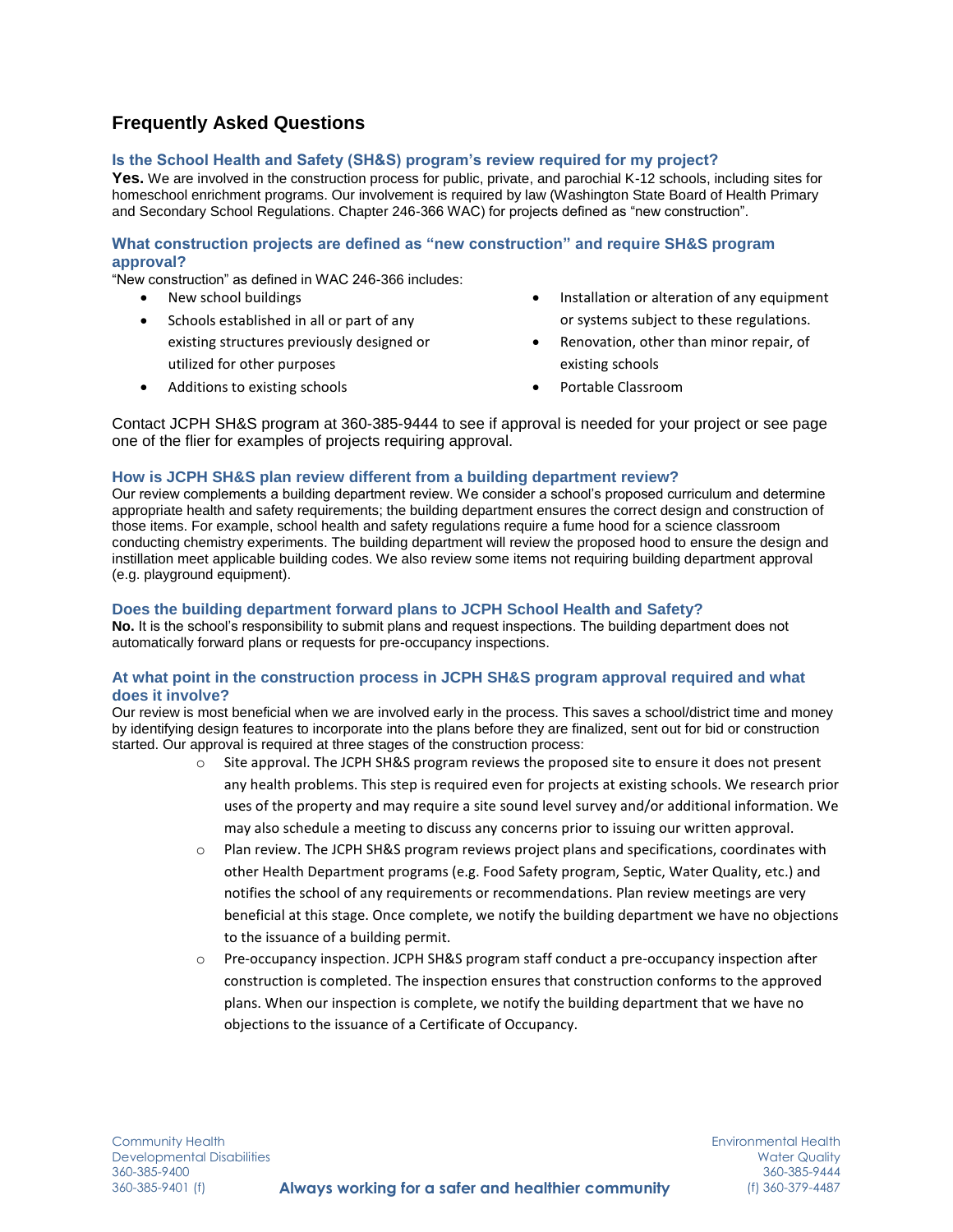## Frequently Asked Questions

### Is the School Health and Safety (SH&S) program's review required for my project?

**Yes.** We are involved in the construction process for public, private, and parochial K-12 schools, including sites for homeschool enrichment programs. Our involvement is required by law (Washington State Board of Health Primary and Secondary School Regulations. Chapter 246-366 WAC) for projects defined as "new construction".

### What construction projects are defined as "new construction" and require SH&S program approval?

"New construction" as defined in WAC 246-366 includes:

- New school buildings
- Schools established in all or part of any existing structures previously designed or utilized for other purposes
- Additions to existing schools
- Installation or alteration of any equipment or systems subject to these regulations.
- Renovation, other than minor repair, of existing schools
- Portable Classroom

Contact JCPH SH&S program at 360-385-9444 to see if approval is needed for your project or see page one of the flier for examples of projects requiring approval.

### How is JCPH SH&S plan review different from a building department review?

Our review complements a building department review. We consider a school's proposed curriculum and determine appropriate health and safety requirements; the building department ensures the correct design and construction of those items. For example, school health and safety regulations require a fume hood for a science classroom conducting chemistry experiments. The building department will review the proposed hood to ensure the design and instillation meet applicable building codes. We also review some items not requiring building department approval (e.g. playground equipment).

### Does the building department forward plans to JCPH School Health and Safety?

**No.** It is the school's responsibility to submit plans and request inspections. The building department does not automatically forward plans or requests for pre-occupancy inspections.

### At what point in the construction process in JCPH SH&S program approval required and what does it involve?

Our review is most beneficial when we are involved early in the process. This saves a school/district time and money by identifying design features to incorporate into the plans before they are finalized, sent out for bid or construction started. Our approval is required at three stages of the construction process:

- Site approval. The JCPH SH&S program reviews the proposed site to ensure it does not present any health problems. This step is required even for projects at existing schools. We research prior uses of the property and may require a site sound level survey and/or additional information. We may also schedule a meeting to discuss any concerns prior to issuing our written approval.
- Plan review. The JCPH SH&S program reviews project plans and specifications, coordinates with other Health Department programs (e.g. Food Safety program, Septic, Water Quality, etc.) and notifies the school of any requirements or recommendations. Plan review meetings are very beneficial at this stage. Once complete, we notify the building department we have no objections to the issuance of a building permit.
- Pre-occupancy inspection. JCPH SH&S program staff conduct a pre-occupancy inspection after construction is completed. The inspection ensures that construction conforms to the approved plans. When our inspection is complete, we notify the building department that we have no objections to the issuance of a Certificate of Occupancy.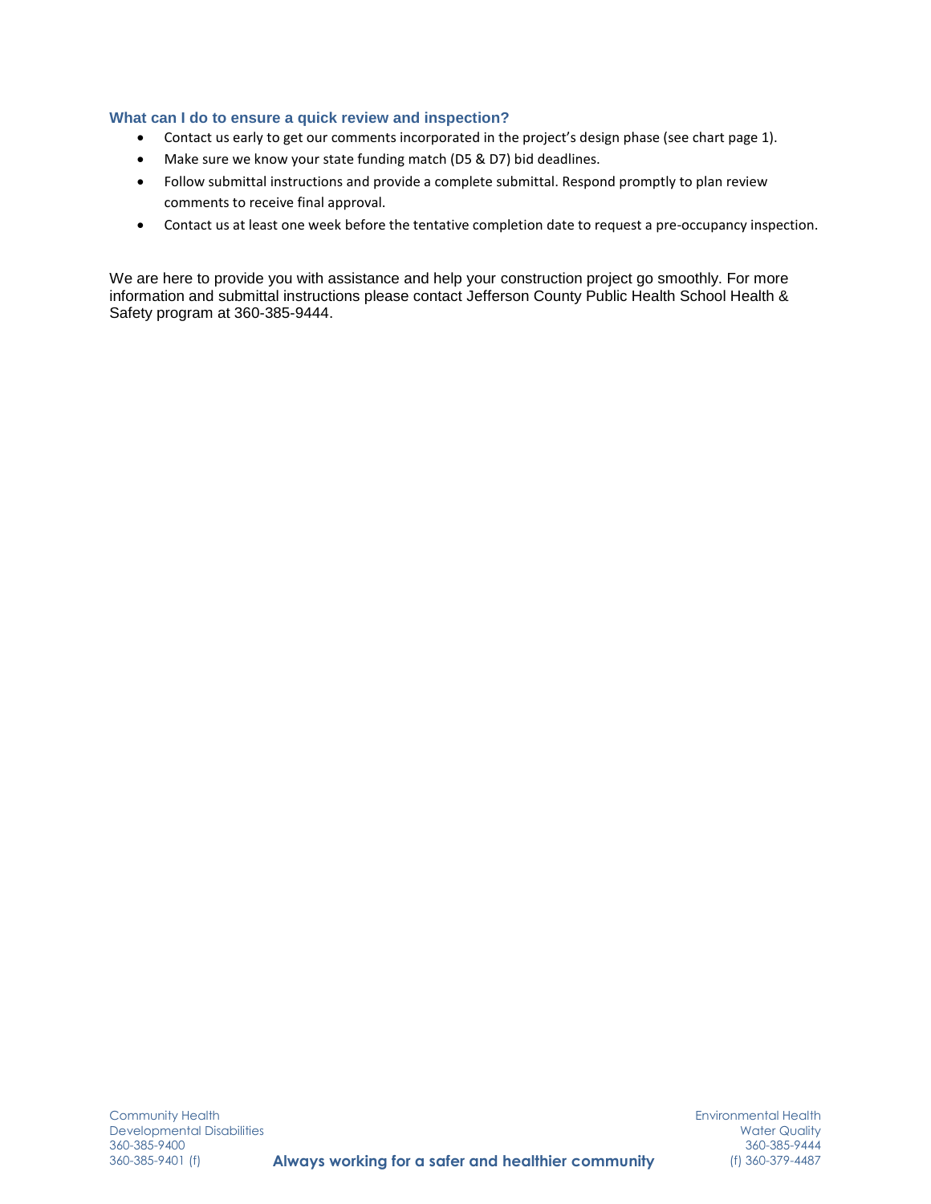### What can I do to ensure a quick review and inspection?

- Contact us early to get our comments incorporated in the project's design phase (see chart page 1).
- Make sure we know your state funding match (D5 & D7) bid deadlines.
- Follow submittal instructions and provide a complete submittal. Respond promptly to plan review comments to receive final approval.
- Contact us at least one week before the tentative completion date to request a pre-occupancy inspection.

We are here to provide you with assistance and help your construction project go smoothly. For more information and submittal instructions please contact Jefferson County Public Health School Health & Safety program at 360-385-9444.